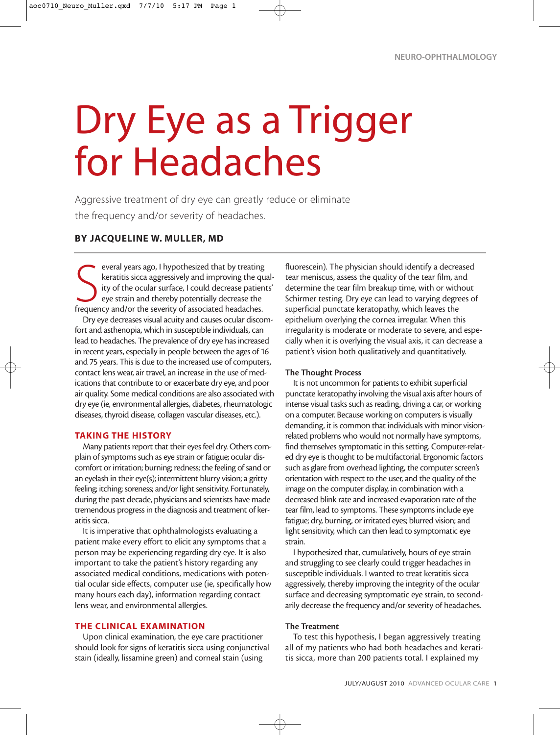# Dry Eye as a Trigger for Headaches

Aggressive treatment of dry eye can greatly reduce or eliminate the frequency and/or severity of headaches.

**BY JACQUELINE W. MULLER, MD**

Several years ago, I hypothesized that by treating keratitis sicca aggressively and improving the quality of the ocular surface, I could decrease patients' eye strain and thereby potentially decrease the frequency and/or the severity of associated headaches.

Dry eye decreases visual acuity and causes ocular discomfort and asthenopia, which in susceptible individuals, can lead to headaches. The prevalence of dry eye has increased in recent years, especially in people between the ages of 16 and 75 years. This is due to the increased use of computers, contact lens wear, air travel, an increase in the use of medications that contribute to or exacerbate dry eye, and poor air quality. Some medical conditions are also associated with dry eye (ie, environmental allergies, diabetes, rheumatologic diseases, thyroid disease, collagen vascular diseases, etc.).

## TAKING THE HISTORY

Many patients report that their eyes feel dry. Others complain of symptoms such as eye strain or fatigue; ocular discomfort or irritation; burning; redness; the feeling of sand or an eyelash in their eye(s); intermittent blurry vision; a gritty feeling; itching; soreness; and/or light sensitivity. Fortunately, during the past decade, physicians and scientists have made tremendous progress in the diagnosis and treatment of keratitis sicca.

It is imperative that ophthalmologists evaluating a patient make every effort to elicit any symptoms that a person may be experiencing regarding dry eye. It is also important to take the patient's history regarding any associated medical conditions, medications with potential ocular side effects, computer use (ie, specifically how many hours each day), information regarding contact lens wear, and environmental allergies.

## THE CLINICAL EXAMINATION

Upon clinical examination, the eye care practitioner should look for signs of keratitis sicca using conjunctival stain (ideally, lissamine green) and corneal stain (using fluorescein). The physician should identify a decreased tear meniscus, assess the quality of the tear film, and determine the tear film breakup time, with or without Schirmer testing. Dry eye can lead to varying degrees of superficial punctate keratopathy, which leaves the epithelium overlying the cornea irregular. When this irregularity is moderate or moderate to severe, and especially when it is overlying the visual axis, it can decrease a patient's vision both qualitatively and quantitatively.

### The Thought Process

It is not uncommon for patients to exhibit superficial punctate keratopathy involving the visual axis after hours of intense visual tasks such as reading, driving a car, or working on a computer. Because working on computers is visually demanding, it is common that individuals with minor vision-related problems who would not normally have symptoms, find themselves symptomatic in this setting. Computer-related dry eye is thought to be multifactorial. Ergonomic factors such as glare from overhead lighting, the computer screen's orientation with respect to the user, and the quality of the image on the computer display, in combination with a decreased blink rate and increased evaporation rate of the tear film, lead to symptoms. These symptoms include eye fatigue; dry, burning, or irritated eyes; blurred vision; and light sensitivity, which can then lead to symptomatic eye strain.

I hypothesized that, cumulatively, hours of eye strain and struggling to see clearly could trigger headaches in susceptible individuals. I wanted to treat keratitis sicca aggressively, thereby improving the integrity of the ocular surface and decreasing symptomatic eye strain, to secondarily decrease the frequency and/or severity of headaches.

### The Treatment

To test this hypothesis, I began aggressively treating all of my patients who had both headaches and keratitis sicca, more than 200 patients total. I explained my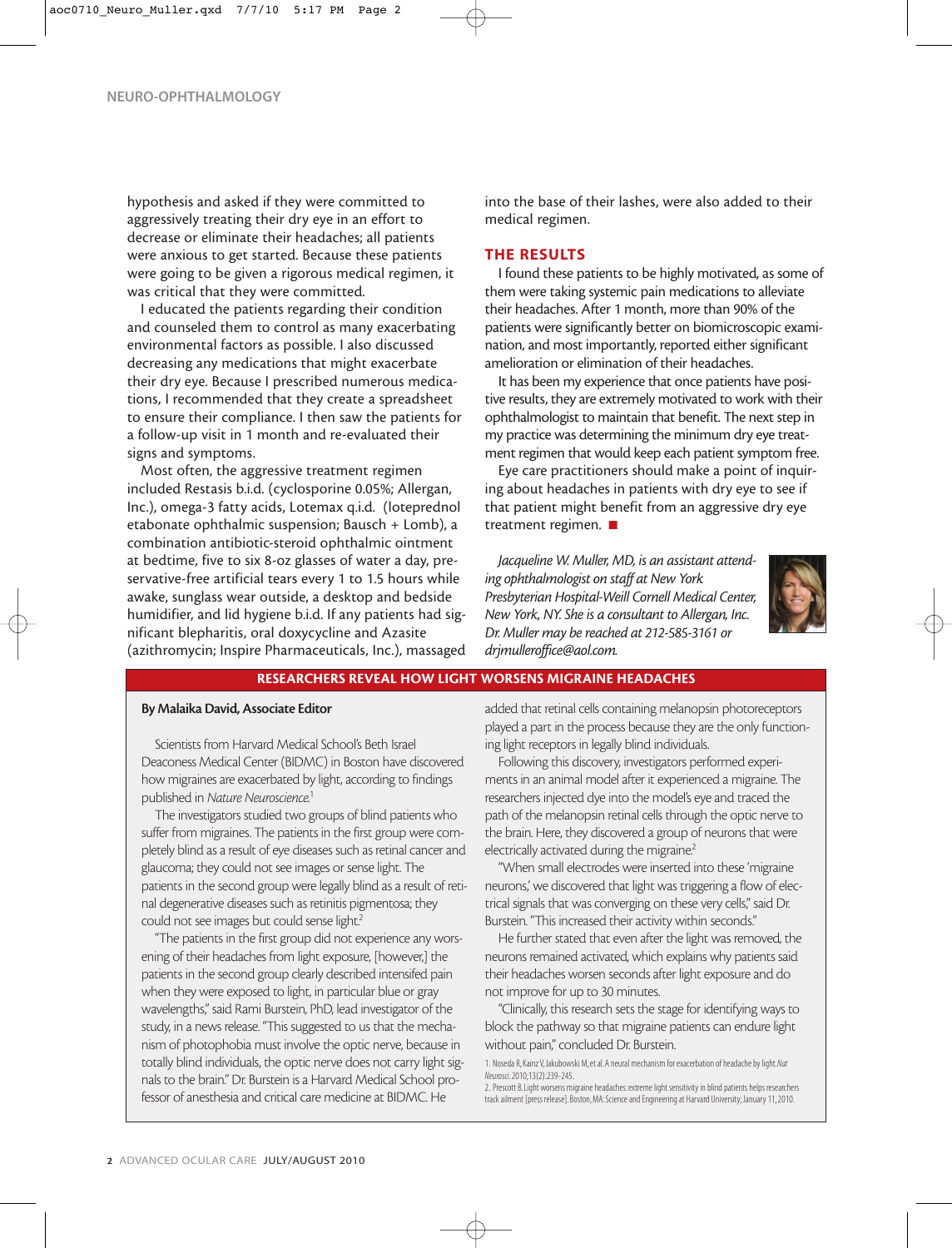hypothesis and asked if they were committed to aggressively treating their dry eye in an effort to decrease or eliminate their headaches; all patients were anxious to get started. Because these patients were going to be given a rigorous medical regimen, it was critical that they were committed.

I educated the patients regarding their condition and counseled them to control as many exacerbating environmental factors as possible. I also discussed decreasing any medications that might exacerbate their dry eye. Because I prescribed numerous medications, I recommended that they create a spreadsheet to ensure their compliance. I then saw the patients for a follow-up visit in 1 month and re-evaluated their signs and symptoms.

Most often, the aggressive treatment regimen included Restasis b.i.d. (cyclosporine 0.05%; Allergan, Inc.), omega-3 fatty acids, Lotemax q.i.d. (loteprednol etabonate ophthalmic suspension; Bausch + Lomb), a combination antibiotic-steroid ophthalmic ointment at bedtime, five to six 8-oz glasses of water a day, preservative-free artificial tears every 1 to 1.5 hours while awake, sunglass wear outside, a desktop and bedside humidifier, and lid hygiene b.i.d. If any patients had significant blepharitis, oral doxycycline and Azasite (azithromycin; Inspire Pharmaceuticals, Inc.), massaged into the base of their lashes, were also added to their medical regimen.

## THE RESULTS

I found these patients to be highly motivated, as some of them were taking systemic pain medications to alleviate their headaches. After 1 month, more than 90% of the patients were significantly better on biomicroscopic examination, and most importantly, reported either significant amelioration or elimination of their headaches.

It has been my experience that once patients have positive results, they are extremely motivated to work with their ophthalmologist to maintain that benefit. The next step in my practice was determining the minimum dry eye treatment regimen that would keep each patient symptom free.

Eye care practitioners should make a point of inquiring about headaches in patients with dry eye to see if that patient might benefit from an aggressive dry eye treatment regimen. ■

*Jacqueline W. Muller, MD, is an assistant attending ophthalmologist on staff at New York Presbyterian Hospital-Weill Cornell Medical Center, New York, NY. She is a consultant to Allergan, Inc. Dr. Muller may be reached at 212-585-3161 or drjmulleroffice@aol.com.*

## RESEARCHERS REVEAL HOW LIGHT WORSENS MIGRAINE HEADACHES

**By Malaika David, Associate Editor**

Scientists from Harvard Medical School's Beth Israel Deaconess Medical Center (BIDMC) in Boston have discovered how migraines are exacerbated by light, according to findings published in *Nature Neuroscience*.[1]

The investigators studied two groups of blind patients who suffer from migraines. The patients in the first group were completely blind as a result of eye diseases such as retinal cancer and glaucoma; they could not see images or sense light. The patients in the second group were legally blind as a result of retinal degenerative diseases such as retinitis pigmentosa; they could not see images but could sense light.[2]

"The patients in the first group did not experience any worsening of their headaches from light exposure, [however,] the patients in the second group clearly described intensifed pain when they were exposed to light, in particular blue or gray wavelengths," said Rami Burstein, PhD, lead investigator of the study, in a news release. "This suggested to us that the mechanism of photophobia must involve the optic nerve, because in totally blind individuals, the optic nerve does not carry light signals to the brain." Dr. Burstein is a Harvard Medical School professor of anesthesia and critical care medicine at BIDMC. He added that retinal cells containing melanopsin photoreceptors played a part in the process because they are the only functioning light receptors in legally blind individuals.

Following this discovery, investigators performed experiments in an animal model after it experienced a migraine. The researchers injected dye into the model's eye and traced the path of the melanopsin retinal cells through the optic nerve to the brain. Here, they discovered a group of neurons that were electrically activated during the migraine.[2]

"When small electrodes were inserted into these 'migraine neurons,' we discovered that light was triggering a flow of electrical signals that was converging on these very cells," said Dr. Burstein. "This increased their activity within seconds."

He further stated that even after the light was removed, the neurons remained activated, which explains why patients said their headaches worsen seconds after light exposure and do not improve for up to 30 minutes.

"Clinically, this research sets the stage for identifying ways to block the pathway so that migraine patients can endure light without pain," concluded Dr. Burstein.

1. Noseda R, Kainz V, Jakubowski M, et al. A neural mechanism for exacerbation of headache by light. *Nat Neurosci*. 2010;13(2):239-245.
2. Prescott B. Light worsens migraine headaches: extreme light sensitivity in blind patients helps researchers track ailment [press release]. Boston, MA: Science and Engineering at Harvard University; January 11, 2010.